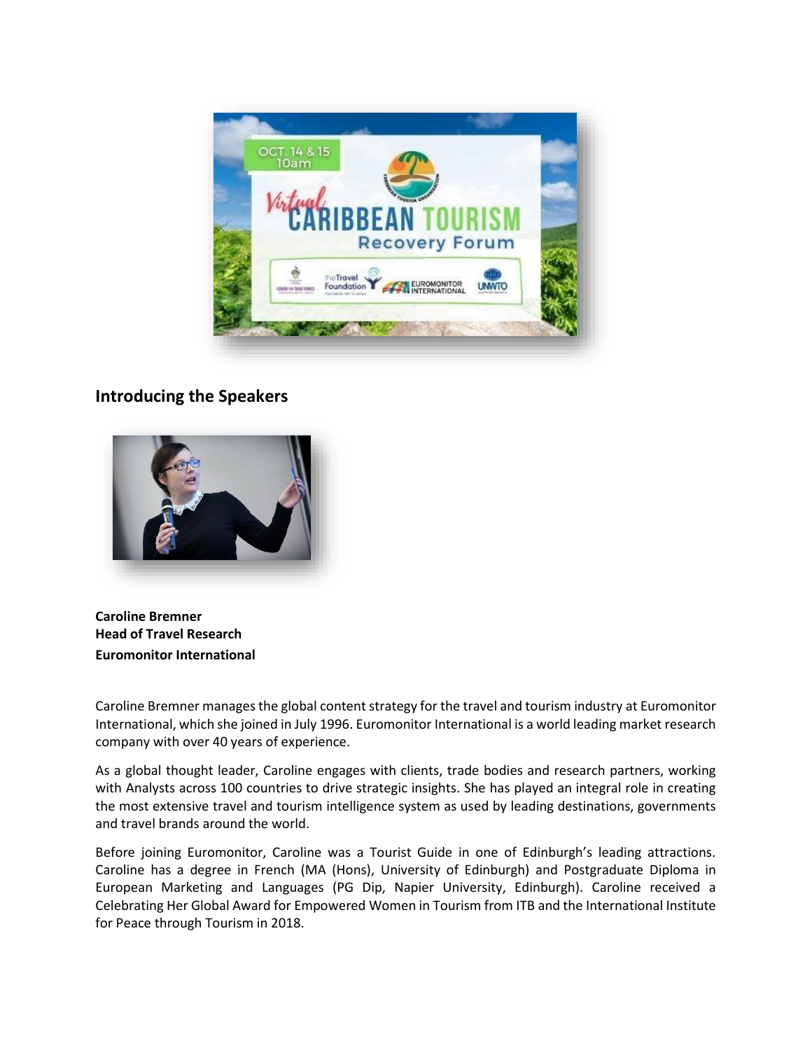## Introducing the Speakers

**Caroline Bremner**
**Head of Travel Research**
**Euromonitor International**

Caroline Bremner manages the global content strategy for the travel and tourism industry at Euromonitor International, which she joined in July 1996. Euromonitor International is a world leading market research company with over 40 years of experience.

As a global thought leader, Caroline engages with clients, trade bodies and research partners, working with Analysts across 100 countries to drive strategic insights. She has played an integral role in creating the most extensive travel and tourism intelligence system as used by leading destinations, governments and travel brands around the world.

Before joining Euromonitor, Caroline was a Tourist Guide in one of Edinburgh's leading attractions. Caroline has a degree in French (MA (Hons), University of Edinburgh) and Postgraduate Diploma in European Marketing and Languages (PG Dip, Napier University, Edinburgh). Caroline received a Celebrating Her Global Award for Empowered Women in Tourism from ITB and the International Institute for Peace through Tourism in 2018.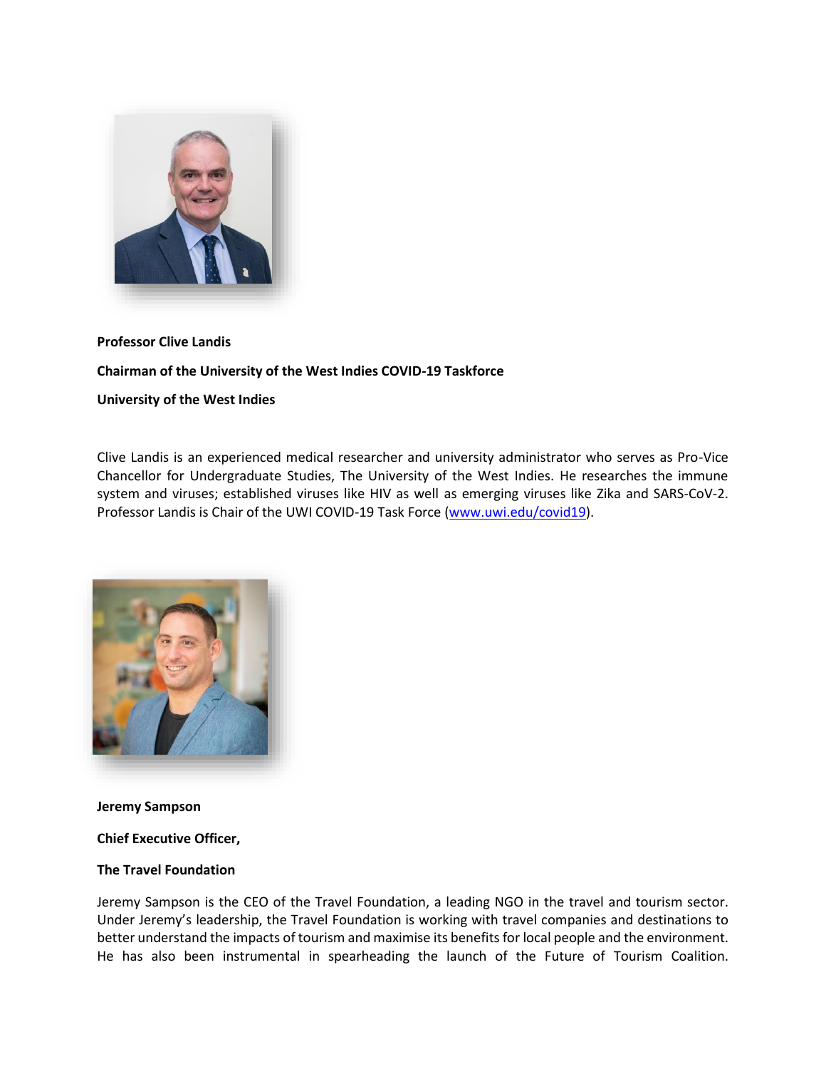**Professor Clive Landis**

**Chairman of the University of the West Indies COVID-19 Taskforce**

**University of the West Indies**

Clive Landis is an experienced medical researcher and university administrator who serves as Pro-Vice Chancellor for Undergraduate Studies, The University of the West Indies. He researches the immune system and viruses; established viruses like HIV as well as emerging viruses like Zika and SARS-CoV-2. Professor Landis is Chair of the UWI COVID-19 Task Force ([www.uwi.edu/covid19](www.uwi.edu/covid19)).

**Jeremy Sampson**

**Chief Executive Officer,**

**The Travel Foundation**

Jeremy Sampson is the CEO of the Travel Foundation, a leading NGO in the travel and tourism sector. Under Jeremy's leadership, the Travel Foundation is working with travel companies and destinations to better understand the impacts of tourism and maximise its benefits for local people and the environment. He has also been instrumental in spearheading the launch of the Future of Tourism Coalition.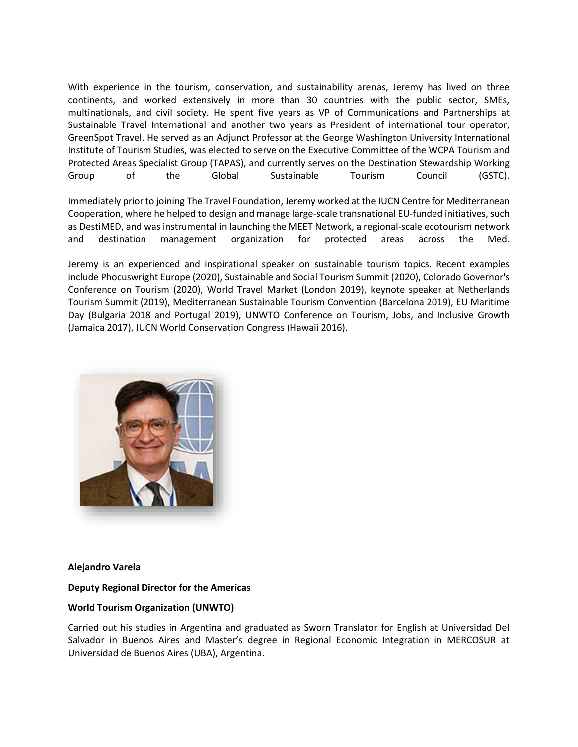With experience in the tourism, conservation, and sustainability arenas, Jeremy has lived on three continents, and worked extensively in more than 30 countries with the public sector, SMEs, multinationals, and civil society. He spent five years as VP of Communications and Partnerships at Sustainable Travel International and another two years as President of international tour operator, GreenSpot Travel. He served as an Adjunct Professor at the George Washington University International Institute of Tourism Studies, was elected to serve on the Executive Committee of the WCPA Tourism and Protected Areas Specialist Group (TAPAS), and currently serves on the Destination Stewardship Working Group of the Global Sustainable Tourism Council (GSTC).

Immediately prior to joining The Travel Foundation, Jeremy worked at the IUCN Centre for Mediterranean Cooperation, where he helped to design and manage large-scale transnational EU-funded initiatives, such as DestiMED, and was instrumental in launching the MEET Network, a regional-scale ecotourism network and destination management organization for protected areas across the Med.

Jeremy is an experienced and inspirational speaker on sustainable tourism topics. Recent examples include Phocuswright Europe (2020), Sustainable and Social Tourism Summit (2020), Colorado Governor's Conference on Tourism (2020), World Travel Market (London 2019), keynote speaker at Netherlands Tourism Summit (2019), Mediterranean Sustainable Tourism Convention (Barcelona 2019), EU Maritime Day (Bulgaria 2018 and Portugal 2019), UNWTO Conference on Tourism, Jobs, and Inclusive Growth (Jamaica 2017), IUCN World Conservation Congress (Hawaii 2016).

**Alejandro Varela**

**Deputy Regional Director for the Americas**

**World Tourism Organization (UNWTO)**

Carried out his studies in Argentina and graduated as Sworn Translator for English at Universidad Del Salvador in Buenos Aires and Master's degree in Regional Economic Integration in MERCOSUR at Universidad de Buenos Aires (UBA), Argentina.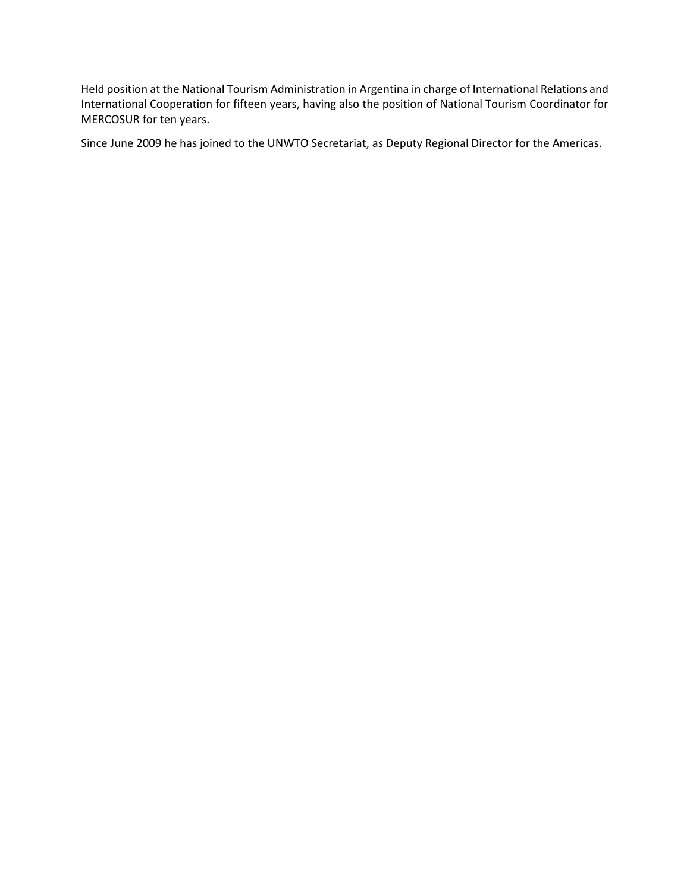Held position at the National Tourism Administration in Argentina in charge of International Relations and International Cooperation for fifteen years, having also the position of National Tourism Coordinator for MERCOSUR for ten years.

Since June 2009 he has joined to the UNWTO Secretariat, as Deputy Regional Director for the Americas.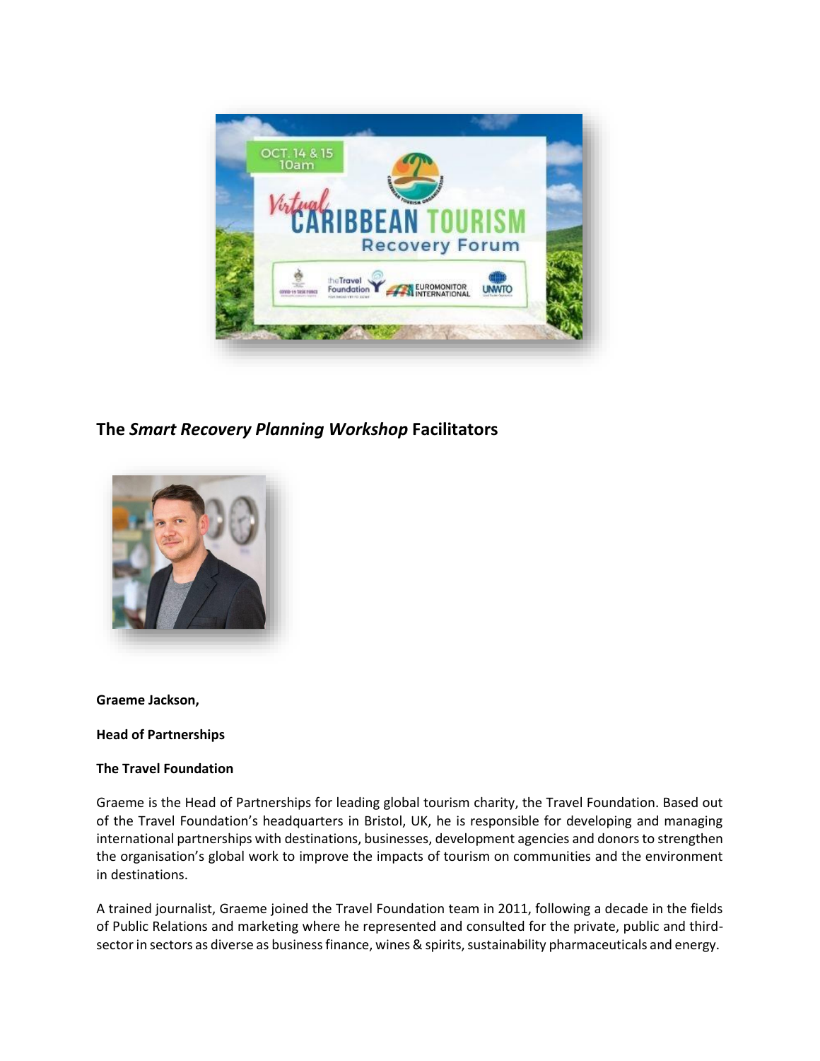## The *Smart Recovery Planning Workshop* Facilitators

**Graeme Jackson,**

**Head of Partnerships**

**The Travel Foundation**

Graeme is the Head of Partnerships for leading global tourism charity, the Travel Foundation. Based out of the Travel Foundation's headquarters in Bristol, UK, he is responsible for developing and managing international partnerships with destinations, businesses, development agencies and donors to strengthen the organisation's global work to improve the impacts of tourism on communities and the environment in destinations.

A trained journalist, Graeme joined the Travel Foundation team in 2011, following a decade in the fields of Public Relations and marketing where he represented and consulted for the private, public and third-sector in sectors as diverse as business finance, wines & spirits, sustainability pharmaceuticals and energy.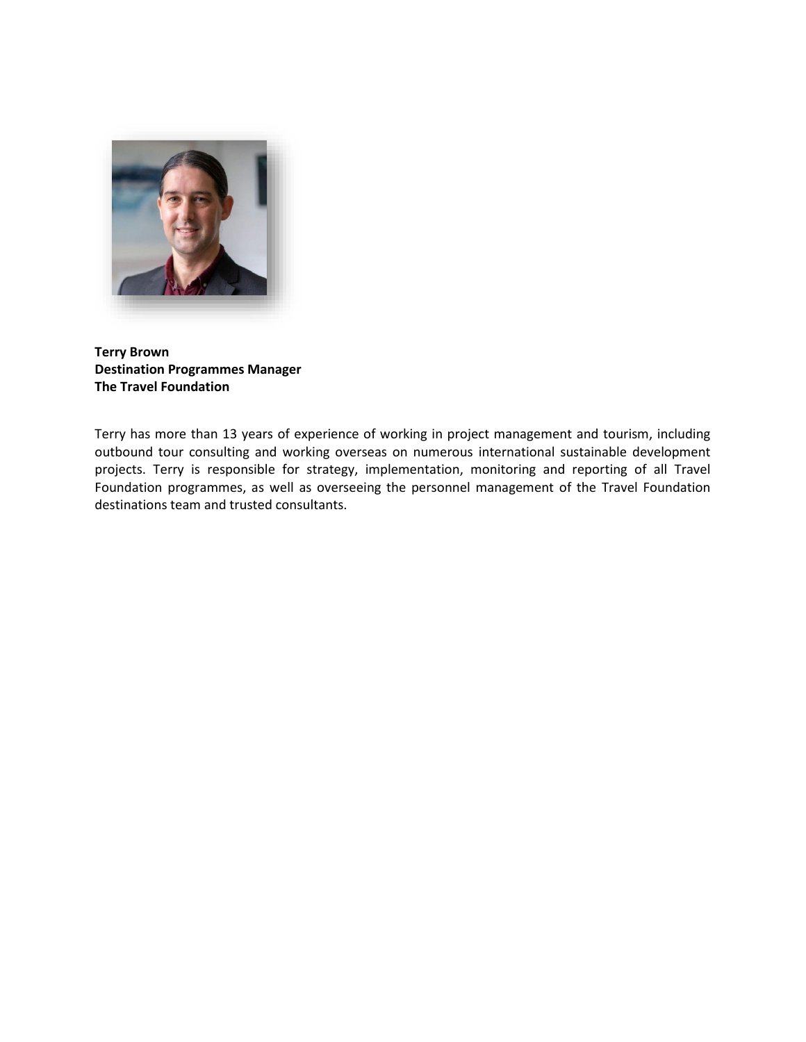**Terry Brown**
**Destination Programmes Manager**
**The Travel Foundation**

Terry has more than 13 years of experience of working in project management and tourism, including outbound tour consulting and working overseas on numerous international sustainable development projects. Terry is responsible for strategy, implementation, monitoring and reporting of all Travel Foundation programmes, as well as overseeing the personnel management of the Travel Foundation destinations team and trusted consultants.